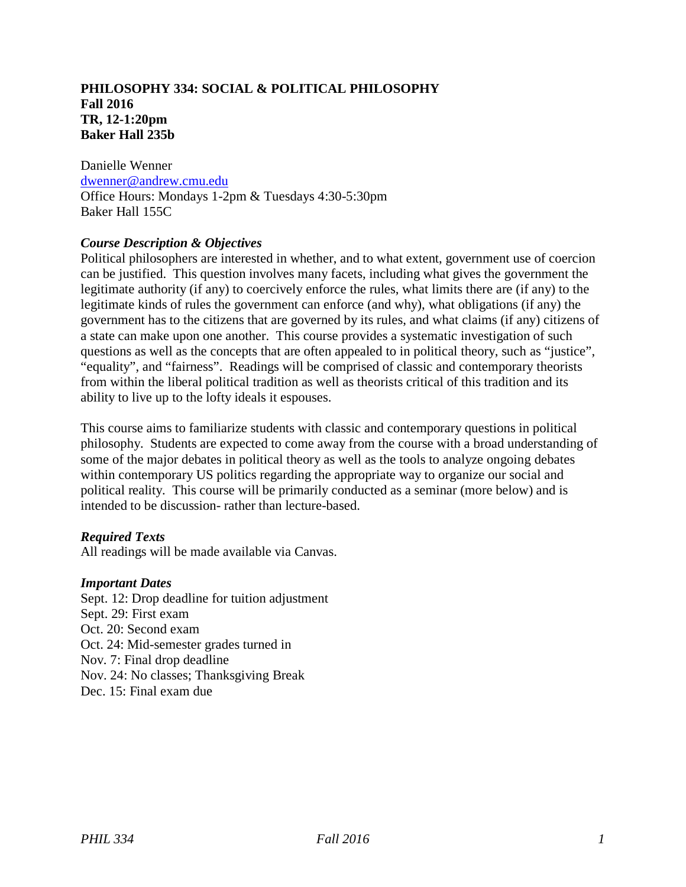# PHILOSOPHY 334: SOCIAL & POLITICAL PHILOSOPHY
**Fall 2016**
**TR, 12-1:20pm**
**Baker Hall 235b**

Danielle Wenner
dwenner@andrew.cmu.edu
Office Hours: Mondays 1-2pm & Tuesdays 4:30-5:30pm
Baker Hall 155C

### *Course Description & Objectives*

Political philosophers are interested in whether, and to what extent, government use of coercion can be justified. This question involves many facets, including what gives the government the legitimate authority (if any) to coercively enforce the rules, what limits there are (if any) to the legitimate kinds of rules the government can enforce (and why), what obligations (if any) the government has to the citizens that are governed by its rules, and what claims (if any) citizens of a state can make upon one another. This course provides a systematic investigation of such questions as well as the concepts that are often appealed to in political theory, such as "justice", "equality", and "fairness". Readings will be comprised of classic and contemporary theorists from within the liberal political tradition as well as theorists critical of this tradition and its ability to live up to the lofty ideals it espouses.

This course aims to familiarize students with classic and contemporary questions in political philosophy. Students are expected to come away from the course with a broad understanding of some of the major debates in political theory as well as the tools to analyze ongoing debates within contemporary US politics regarding the appropriate way to organize our social and political reality. This course will be primarily conducted as a seminar (more below) and is intended to be discussion- rather than lecture-based.

### *Required Texts*

All readings will be made available via Canvas.

### *Important Dates*

Sept. 12: Drop deadline for tuition adjustment
Sept. 29: First exam
Oct. 20: Second exam
Oct. 24: Mid-semester grades turned in
Nov. 7: Final drop deadline
Nov. 24: No classes; Thanksgiving Break
Dec. 15: Final exam due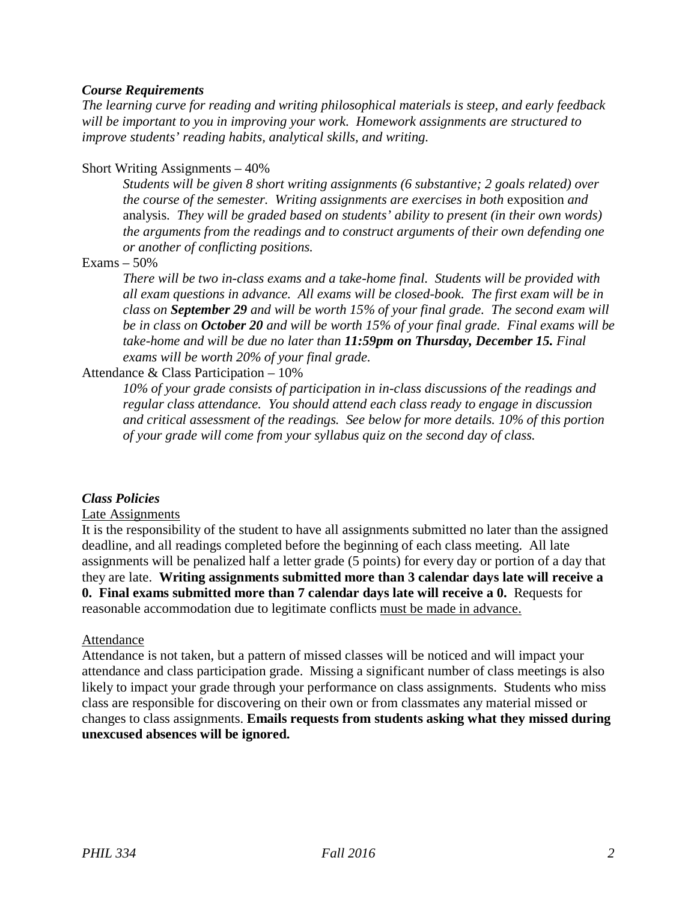### *Course Requirements*

*The learning curve for reading and writing philosophical materials is steep, and early feedback will be important to you in improving your work. Homework assignments are structured to improve students' reading habits, analytical skills, and writing.*

Short Writing Assignments – 40%

> *Students will be given 8 short writing assignments (6 substantive; 2 goals related) over the course of the semester. Writing assignments are exercises in both* exposition *and* analysis. *They will be graded based on students' ability to present (in their own words) the arguments from the readings and to construct arguments of their own defending one or another of conflicting positions.*

Exams – 50%

> *There will be two in-class exams and a take-home final. Students will be provided with all exam questions in advance. All exams will be closed-book. The first exam will be in class on* ***September 29*** *and will be worth 15% of your final grade. The second exam will be in class on* ***October 20*** *and will be worth 15% of your final grade. Final exams will be take-home and will be due no later than* ***11:59pm on Thursday, December 15.*** *Final exams will be worth 20% of your final grade.*

Attendance & Class Participation – 10%

> *10% of your grade consists of participation in in-class discussions of the readings and regular class attendance. You should attend each class ready to engage in discussion and critical assessment of the readings. See below for more details. 10% of this portion of your grade will come from your syllabus quiz on the second day of class.*

### *Class Policies*

Late Assignments

It is the responsibility of the student to have all assignments submitted no later than the assigned deadline, and all readings completed before the beginning of each class meeting. All late assignments will be penalized half a letter grade (5 points) for every day or portion of a day that they are late. **Writing assignments submitted more than 3 calendar days late will receive a 0. Final exams submitted more than 7 calendar days late will receive a 0.** Requests for reasonable accommodation due to legitimate conflicts must be made in advance.

Attendance

Attendance is not taken, but a pattern of missed classes will be noticed and will impact your attendance and class participation grade. Missing a significant number of class meetings is also likely to impact your grade through your performance on class assignments. Students who miss class are responsible for discovering on their own or from classmates any material missed or changes to class assignments. **Emails requests from students asking what they missed during unexcused absences will be ignored.**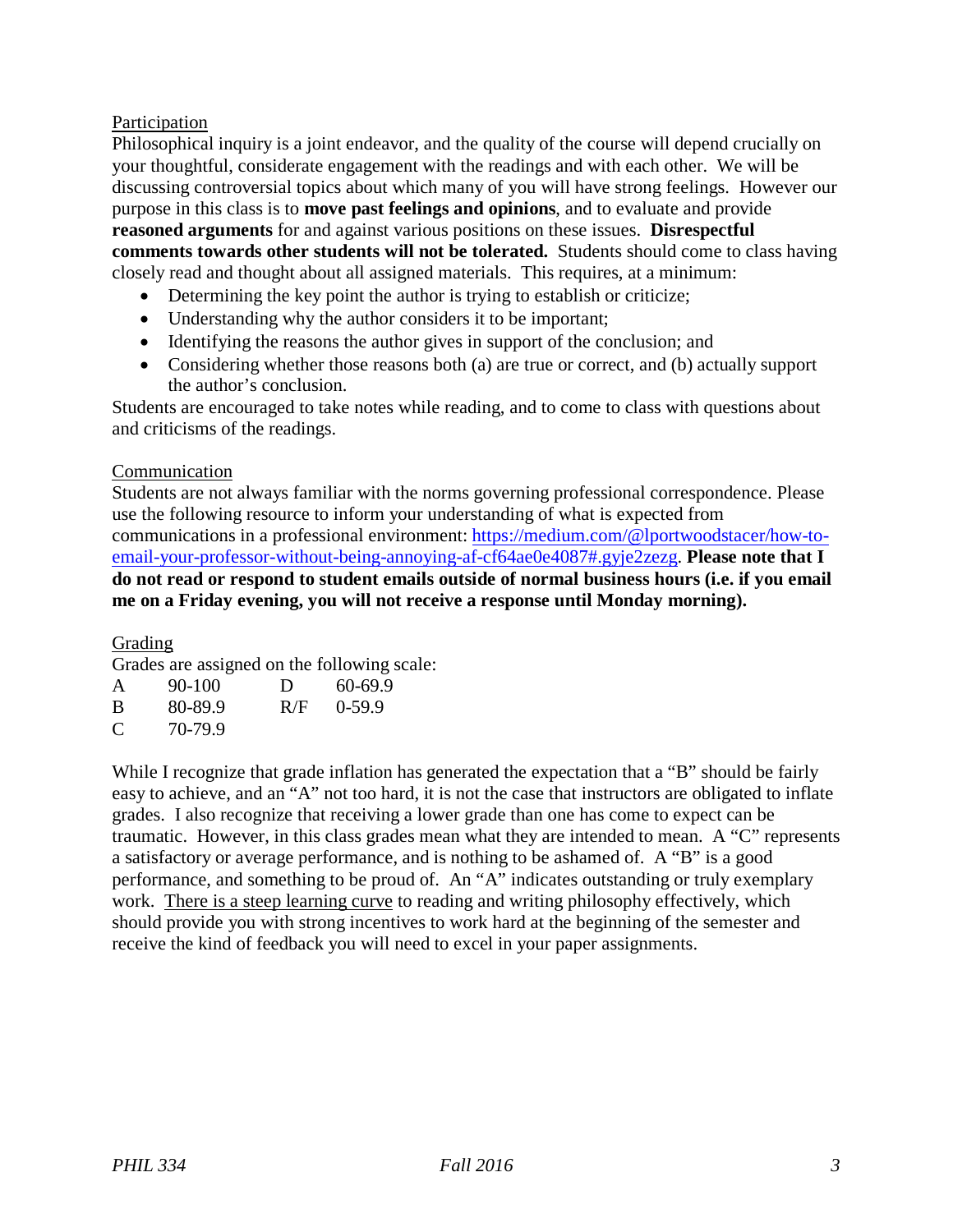## Participation

Philosophical inquiry is a joint endeavor, and the quality of the course will depend crucially on your thoughtful, considerate engagement with the readings and with each other. We will be discussing controversial topics about which many of you will have strong feelings. However our purpose in this class is to **move past feelings and opinions**, and to evaluate and provide **reasoned arguments** for and against various positions on these issues. **Disrespectful comments towards other students will not be tolerated.** Students should come to class having closely read and thought about all assigned materials. This requires, at a minimum:

- Determining the key point the author is trying to establish or criticize;
- Understanding why the author considers it to be important;
- Identifying the reasons the author gives in support of the conclusion; and
- Considering whether those reasons both (a) are true or correct, and (b) actually support the author's conclusion.

Students are encouraged to take notes while reading, and to come to class with questions about and criticisms of the readings.

## Communication

Students are not always familiar with the norms governing professional correspondence. Please use the following resource to inform your understanding of what is expected from communications in a professional environment: https://medium.com/@lportwoodstacer/how-to-email-your-professor-without-being-annoying-af-cf64ae0e4087#.gyje2zezg. **Please note that I do not read or respond to student emails outside of normal business hours (i.e. if you email me on a Friday evening, you will not receive a response until Monday morning).**

## Grading

Grades are assigned on the following scale:

| | | | |
|---|---|---|---|
| A | 90-100 | D | 60-69.9 |
| B | 80-89.9 | R/F | 0-59.9 |
| C | 70-79.9 | | |

While I recognize that grade inflation has generated the expectation that a "B" should be fairly easy to achieve, and an "A" not too hard, it is not the case that instructors are obligated to inflate grades. I also recognize that receiving a lower grade than one has come to expect can be traumatic. However, in this class grades mean what they are intended to mean. A "C" represents a satisfactory or average performance, and is nothing to be ashamed of. A "B" is a good performance, and something to be proud of. An "A" indicates outstanding or truly exemplary work. <u>There is a steep learning curve</u> to reading and writing philosophy effectively, which should provide you with strong incentives to work hard at the beginning of the semester and receive the kind of feedback you will need to excel in your paper assignments.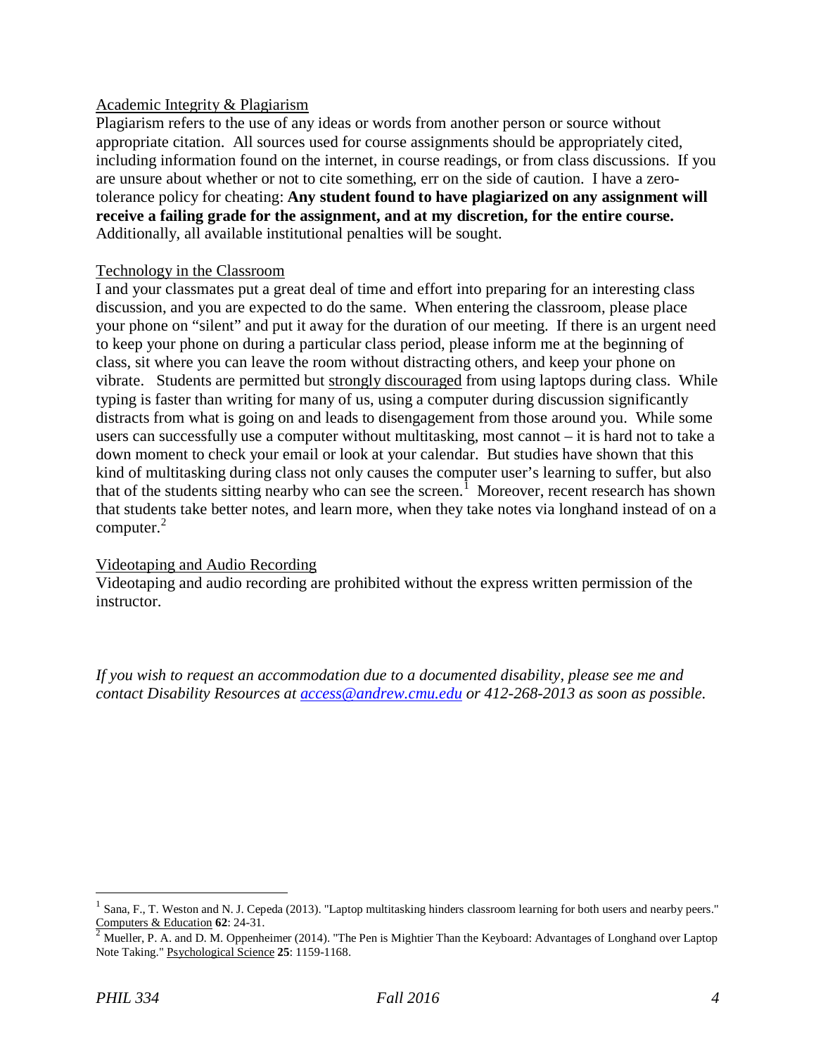## Academic Integrity & Plagiarism

Plagiarism refers to the use of any ideas or words from another person or source without appropriate citation. All sources used for course assignments should be appropriately cited, including information found on the internet, in course readings, or from class discussions. If you are unsure about whether or not to cite something, err on the side of caution. I have a zero-tolerance policy for cheating: **Any student found to have plagiarized on any assignment will receive a failing grade for the assignment, and at my discretion, for the entire course.** Additionally, all available institutional penalties will be sought.

## Technology in the Classroom

I and your classmates put a great deal of time and effort into preparing for an interesting class discussion, and you are expected to do the same. When entering the classroom, please place your phone on "silent" and put it away for the duration of our meeting. If there is an urgent need to keep your phone on during a particular class period, please inform me at the beginning of class, sit where you can leave the room without distracting others, and keep your phone on vibrate. Students are permitted but <u>strongly discouraged</u> from using laptops during class. While typing is faster than writing for many of us, using a computer during discussion significantly distracts from what is going on and leads to disengagement from those around you. While some users can successfully use a computer without multitasking, most cannot – it is hard not to take a down moment to check your email or look at your calendar. But studies have shown that this kind of multitasking during class not only causes the computer user's learning to suffer, but also that of the students sitting nearby who can see the screen.[1] Moreover, recent research has shown that students take better notes, and learn more, when they take notes via longhand instead of on a computer.[2]

## Videotaping and Audio Recording

Videotaping and audio recording are prohibited without the express written permission of the instructor.

*If you wish to request an accommodation due to a documented disability, please see me and contact Disability Resources at access@andrew.cmu.edu or 412-268-2013 as soon as possible.*

---

[1] Sana, F., T. Weston and N. J. Cepeda (2013). "Laptop multitasking hinders classroom learning for both users and nearby peers." <u>Computers & Education</u> **62**: 24-31.

[2] Mueller, P. A. and D. M. Oppenheimer (2014). "The Pen is Mightier Than the Keyboard: Advantages of Longhand over Laptop Note Taking." <u>Psychological Science</u> **25**: 1159-1168.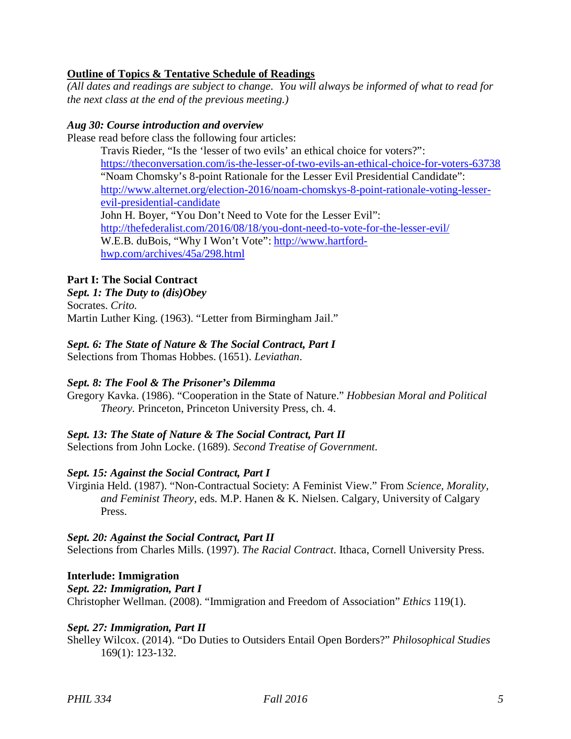**Outline of Topics & Tentative Schedule of Readings**

*(All dates and readings are subject to change. You will always be informed of what to read for the next class at the end of the previous meeting.)*

***Aug 30: Course introduction and overview***

Please read before class the following four articles:

Travis Rieder, "Is the 'lesser of two evils' an ethical choice for voters?": https://theconversation.com/is-the-lesser-of-two-evils-an-ethical-choice-for-voters-63738

"Noam Chomsky's 8-point Rationale for the Lesser Evil Presidential Candidate": http://www.alternet.org/election-2016/noam-chomskys-8-point-rationale-voting-lesser-evil-presidential-candidate

John H. Boyer, "You Don't Need to Vote for the Lesser Evil": http://thefederalist.com/2016/08/18/you-dont-need-to-vote-for-the-lesser-evil/

W.E.B. duBois, "Why I Won't Vote": http://www.hartford-hwp.com/archives/45a/298.html

**Part I: The Social Contract**

***Sept. 1: The Duty to (dis)Obey***

Socrates. *Crito.*

Martin Luther King. (1963). "Letter from Birmingham Jail."

***Sept. 6: The State of Nature & The Social Contract, Part I***

Selections from Thomas Hobbes. (1651). *Leviathan*.

***Sept. 8: The Fool & The Prisoner's Dilemma***

Gregory Kavka. (1986). "Cooperation in the State of Nature." *Hobbesian Moral and Political Theory.* Princeton, Princeton University Press, ch. 4.

***Sept. 13: The State of Nature & The Social Contract, Part II***

Selections from John Locke. (1689). *Second Treatise of Government*.

***Sept. 15: Against the Social Contract, Part I***

Virginia Held. (1987). "Non-Contractual Society: A Feminist View." From *Science, Morality, and Feminist Theory*, eds. M.P. Hanen & K. Nielsen. Calgary, University of Calgary Press.

***Sept. 20: Against the Social Contract, Part II***

Selections from Charles Mills. (1997). *The Racial Contract*. Ithaca, Cornell University Press.

**Interlude: Immigration**

***Sept. 22: Immigration, Part I***

Christopher Wellman. (2008). "Immigration and Freedom of Association" *Ethics* 119(1).

***Sept. 27: Immigration, Part II***

Shelley Wilcox. (2014). "Do Duties to Outsiders Entail Open Borders?" *Philosophical Studies* 169(1): 123-132.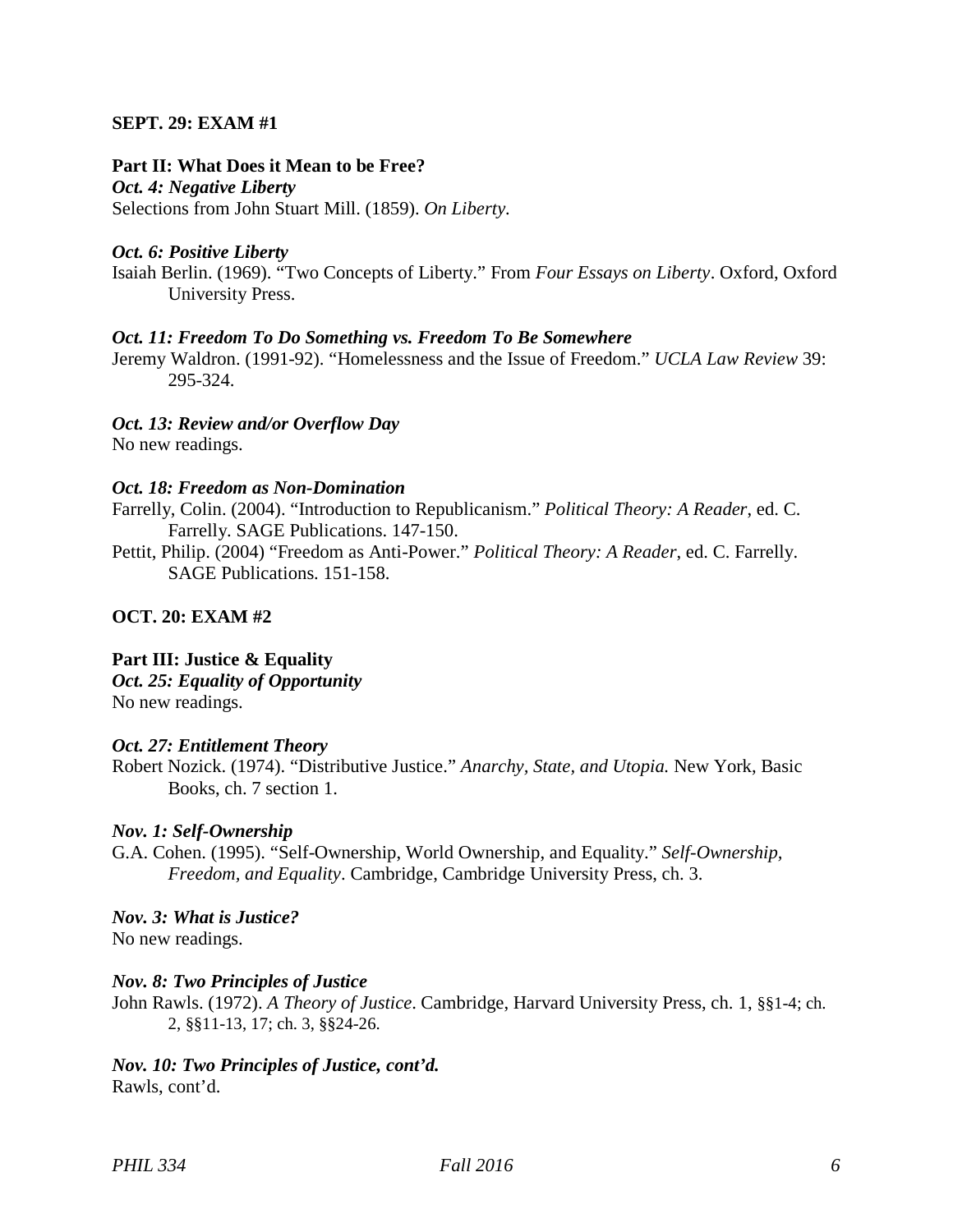**SEPT. 29: EXAM #1**

**Part II: What Does it Mean to be Free?**

***Oct. 4: Negative Liberty***

Selections from John Stuart Mill. (1859). *On Liberty*.

***Oct. 6: Positive Liberty***

Isaiah Berlin. (1969). "Two Concepts of Liberty." From *Four Essays on Liberty*. Oxford, Oxford University Press.

***Oct. 11: Freedom To Do Something vs. Freedom To Be Somewhere***

Jeremy Waldron. (1991-92). "Homelessness and the Issue of Freedom." *UCLA Law Review* 39: 295-324.

***Oct. 13: Review and/or Overflow Day***

No new readings.

***Oct. 18: Freedom as Non-Domination***

Farrelly, Colin. (2004). "Introduction to Republicanism." *Political Theory: A Reader*, ed. C. Farrelly. SAGE Publications. 147-150.

Pettit, Philip. (2004) "Freedom as Anti-Power." *Political Theory: A Reader*, ed. C. Farrelly. SAGE Publications. 151-158.

**OCT. 20: EXAM #2**

**Part III: Justice & Equality**

***Oct. 25: Equality of Opportunity***

No new readings.

***Oct. 27: Entitlement Theory***

Robert Nozick. (1974). "Distributive Justice." *Anarchy, State, and Utopia.* New York, Basic Books, ch. 7 section 1.

***Nov. 1: Self-Ownership***

G.A. Cohen. (1995). "Self-Ownership, World Ownership, and Equality." *Self-Ownership, Freedom, and Equality*. Cambridge, Cambridge University Press, ch. 3.

***Nov. 3: What is Justice?***

No new readings.

***Nov. 8: Two Principles of Justice***

John Rawls. (1972). *A Theory of Justice*. Cambridge, Harvard University Press, ch. 1, §§1-4; ch. 2, §§11-13, 17; ch. 3, §§24-26.

***Nov. 10: Two Principles of Justice, cont'd.***

Rawls, cont'd.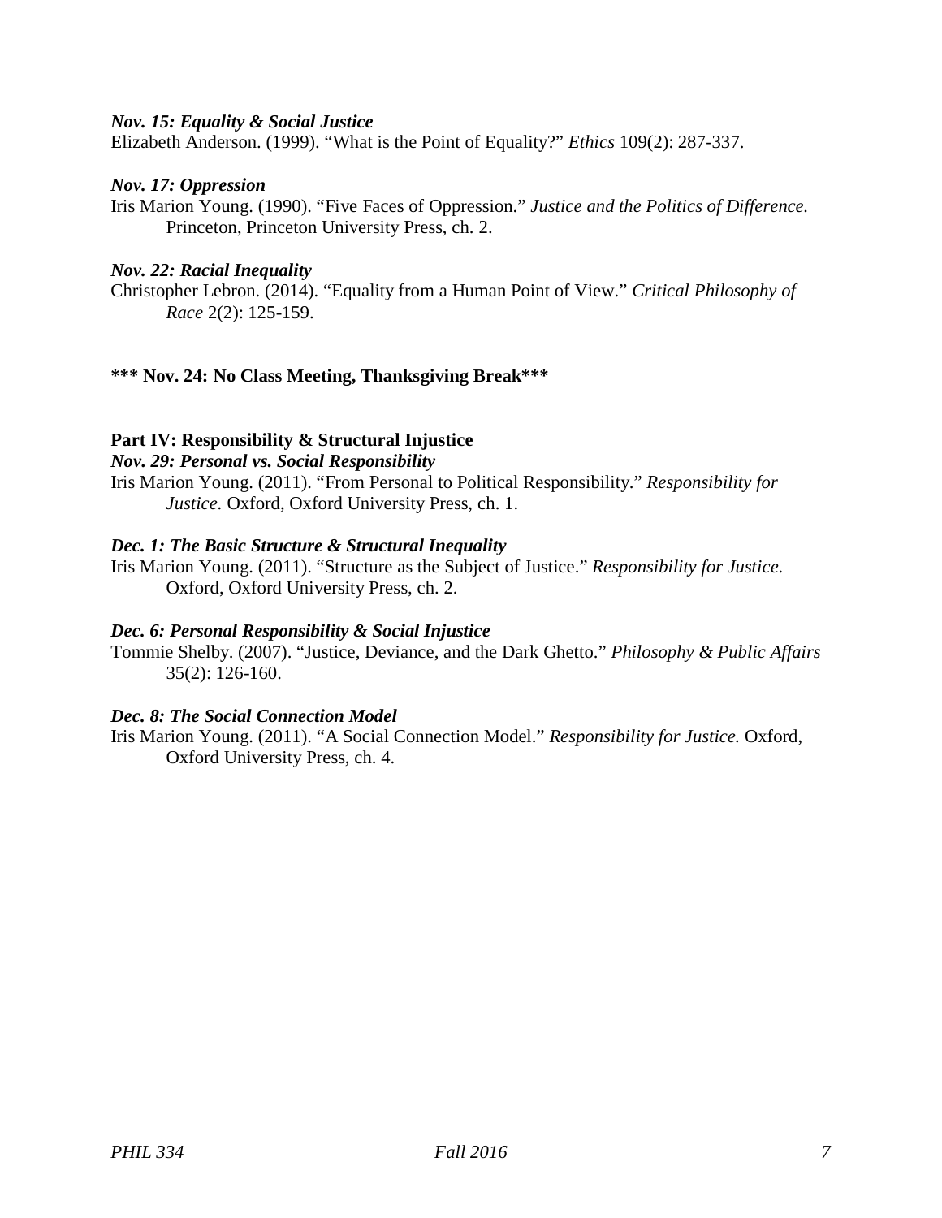***Nov. 15: Equality & Social Justice***

Elizabeth Anderson. (1999). "What is the Point of Equality?" *Ethics* 109(2): 287-337.

***Nov. 17: Oppression***

Iris Marion Young. (1990). "Five Faces of Oppression." *Justice and the Politics of Difference.* Princeton, Princeton University Press, ch. 2.

***Nov. 22: Racial Inequality***

Christopher Lebron. (2014). "Equality from a Human Point of View." *Critical Philosophy of Race* 2(2): 125-159.

**\*\*\* Nov. 24: No Class Meeting, Thanksgiving Break\*\*\***

**Part IV: Responsibility & Structural Injustice**

***Nov. 29: Personal vs. Social Responsibility***

Iris Marion Young. (2011). "From Personal to Political Responsibility." *Responsibility for Justice.* Oxford, Oxford University Press, ch. 1.

***Dec. 1: The Basic Structure & Structural Inequality***

Iris Marion Young. (2011). "Structure as the Subject of Justice." *Responsibility for Justice.* Oxford, Oxford University Press, ch. 2.

***Dec. 6: Personal Responsibility & Social Injustice***

Tommie Shelby. (2007). "Justice, Deviance, and the Dark Ghetto." *Philosophy & Public Affairs* 35(2): 126-160.

***Dec. 8: The Social Connection Model***

Iris Marion Young. (2011). "A Social Connection Model." *Responsibility for Justice.* Oxford, Oxford University Press, ch. 4.